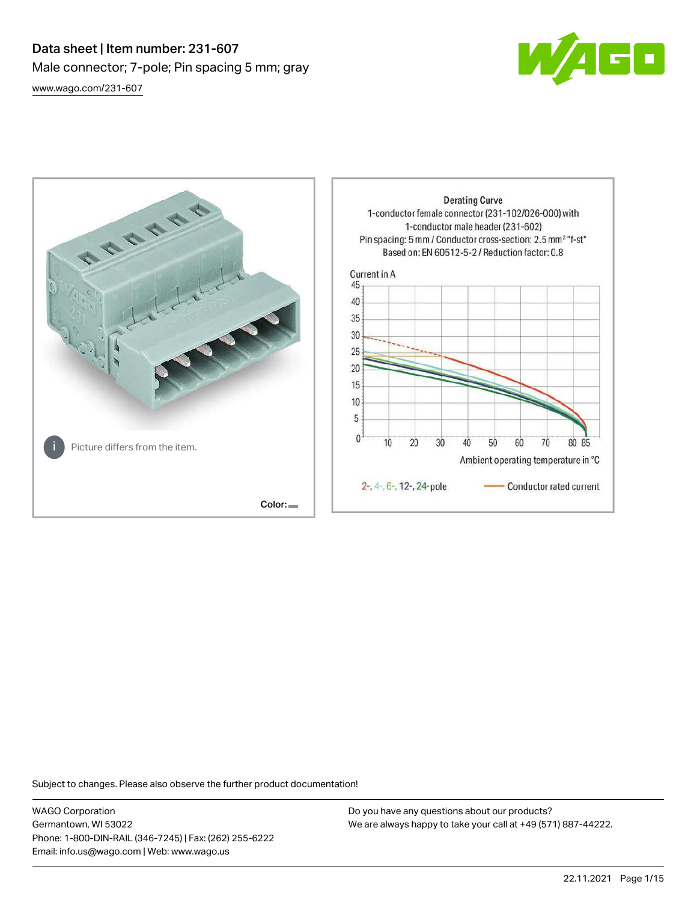# Data sheet | Item number: 231-607

Male connector; 7-pole; Pin spacing 5 mm; gray

[www.wago.com/231-607](www.wago.com/231-607)

Picture differs from the item.

Color:

Derating Curve

1-conductor female connector (231-102/026-000) with 1-conductor male header (231-602)

Pin spacing: 5 mm / Conductor cross-section: 2.5 mm² "f-st"

Based on: EN 60512-5-2 / Reduction factor: 0.8

Current in A

Ambient operating temperature in °C

2-, 4-, 6-, 12-, 24-pole — Conductor rated current

Subject to changes. Please also observe the further product documentation!

WAGO Corporation
Germantown, WI 53022
Phone: 1-800-DIN-RAIL (346-7245) | Fax: (262) 255-6222
Email: info.us@wago.com | Web: www.wago.us

Do you have any questions about our products?
We are always happy to take your call at +49 (571) 887-44222.

22.11.2021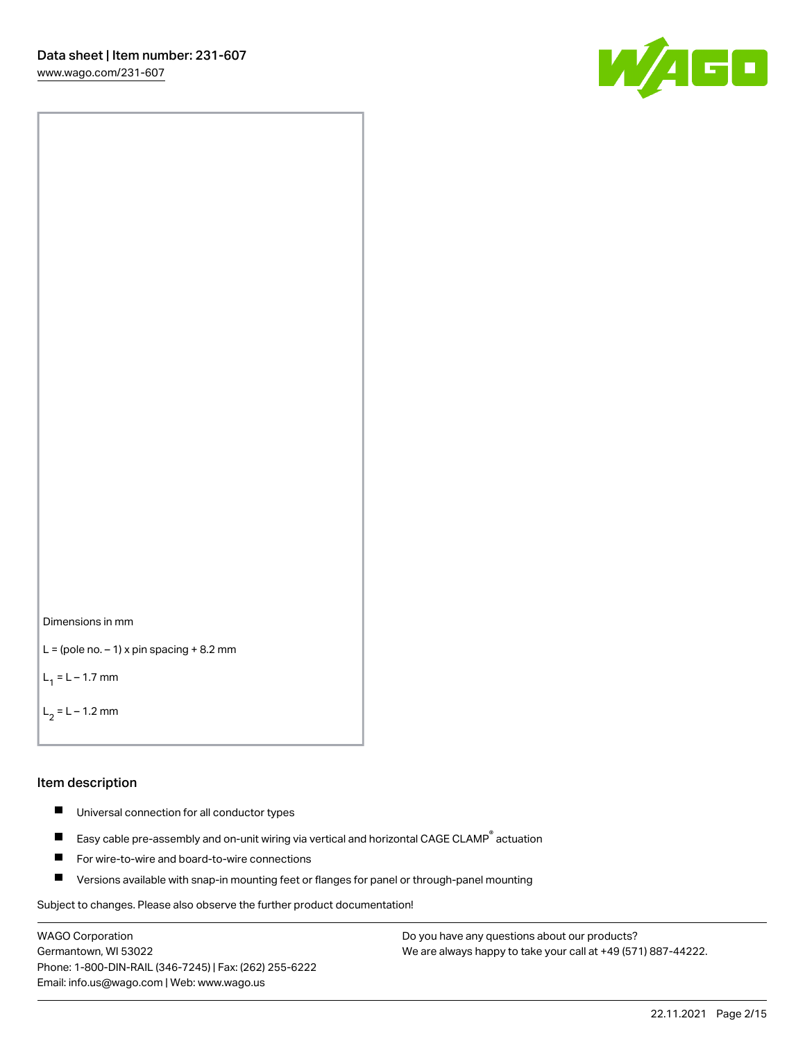Dimensions in mm

L = (pole no. – 1) x pin spacing + 8.2 mm

$L_1$ = L – 1.7 mm

$L_2$ = L – 1.2 mm

## Item description

- Universal connection for all conductor types
- Easy cable pre-assembly and on-unit wiring via vertical and horizontal CAGE CLAMP® actuation
- For wire-to-wire and board-to-wire connections
- Versions available with snap-in mounting feet or flanges for panel or through-panel mounting

Subject to changes. Please also observe the further product documentation!

WAGO Corporation
Germantown, WI 53022
Phone: 1-800-DIN-RAIL (346-7245) | Fax: (262) 255-6222
Email: info.us@wago.com | Web: www.wago.us

Do you have any questions about our products?
We are always happy to take your call at +49 (571) 887-44222.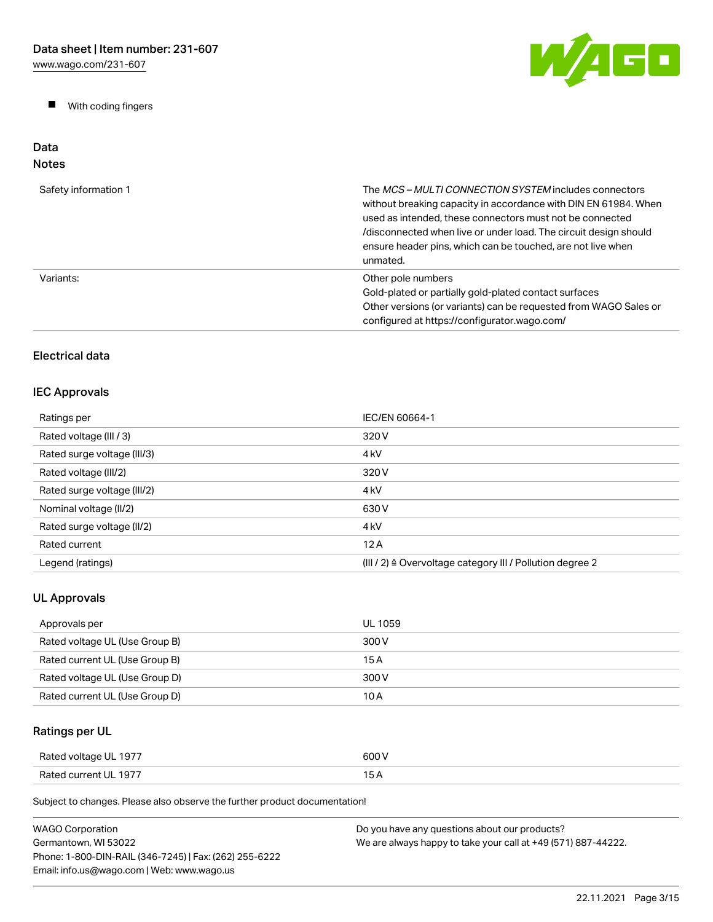- With coding fingers

## Data

### Notes

| | |
|---|---|
| Safety information 1 | The *MCS – MULTI CONNECTION SYSTEM* includes connectors without breaking capacity in accordance with DIN EN 61984. When used as intended, these connectors must not be connected /disconnected when live or under load. The circuit design should ensure header pins, which can be touched, are not live when unmated. |
| Variants: | Other pole numbers<br>Gold-plated or partially gold-plated contact surfaces<br>Other versions (or variants) can be requested from WAGO Sales or configured at https://configurator.wago.com/ |

### Electrical data

### IEC Approvals

| | |
|---|---|
| Ratings per | IEC/EN 60664-1 |
| Rated voltage (III / 3) | 320 V |
| Rated surge voltage (III/3) | 4 kV |
| Rated voltage (III/2) | 320 V |
| Rated surge voltage (III/2) | 4 kV |
| Nominal voltage (II/2) | 630 V |
| Rated surge voltage (II/2) | 4 kV |
| Rated current | 12 A |
| Legend (ratings) | (III / 2) ≙ Overvoltage category III / Pollution degree 2 |

### UL Approvals

| | |
|---|---|
| Approvals per | UL 1059 |
| Rated voltage UL (Use Group B) | 300 V |
| Rated current UL (Use Group B) | 15 A |
| Rated voltage UL (Use Group D) | 300 V |
| Rated current UL (Use Group D) | 10 A |

### Ratings per UL

| | |
|---|---|
| Rated voltage UL 1977 | 600 V |
| Rated current UL 1977 | 15 A |

Subject to changes. Please also observe the further product documentation!

WAGO Corporation
Germantown, WI 53022
Phone: 1-800-DIN-RAIL (346-7245) | Fax: (262) 255-6222
Email: info.us@wago.com | Web: www.wago.us

Do you have any questions about our products?
We are always happy to take your call at +49 (571) 887-44222.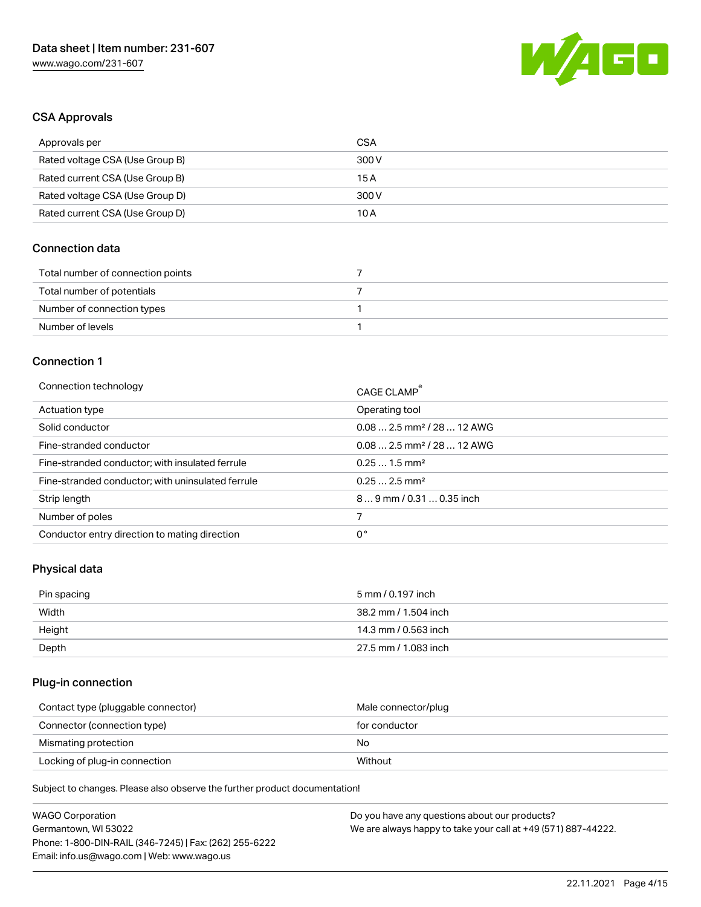## CSA Approvals

| Approvals per | CSA |
| --- | --- |
| Rated voltage CSA (Use Group B) | 300 V |
| Rated current CSA (Use Group B) | 15 A |
| Rated voltage CSA (Use Group D) | 300 V |
| Rated current CSA (Use Group D) | 10 A |

## Connection data

| Total number of connection points | 7 |
| --- | --- |
| Total number of potentials | 7 |
| Number of connection types | 1 |
| Number of levels | 1 |

## Connection 1

| Connection technology | CAGE CLAMP® |
| --- | --- |
| Actuation type | Operating tool |
| Solid conductor | 0.08 … 2.5 mm² / 28 … 12 AWG |
| Fine-stranded conductor | 0.08 … 2.5 mm² / 28 … 12 AWG |
| Fine-stranded conductor; with insulated ferrule | 0.25 … 1.5 mm² |
| Fine-stranded conductor; with uninsulated ferrule | 0.25 … 2.5 mm² |
| Strip length | 8 … 9 mm / 0.31 … 0.35 inch |
| Number of poles | 7 |
| Conductor entry direction to mating direction | 0 ° |

## Physical data

| Pin spacing | 5 mm / 0.197 inch |
| --- | --- |
| Width | 38.2 mm / 1.504 inch |
| Height | 14.3 mm / 0.563 inch |
| Depth | 27.5 mm / 1.083 inch |

## Plug-in connection

| Contact type (pluggable connector) | Male connector/plug |
| --- | --- |
| Connector (connection type) | for conductor |
| Mismatching protection | No |
| Locking of plug-in connection | Without |

Subject to changes. Please also observe the further product documentation!

WAGO Corporation
Germantown, WI 53022
Phone: 1-800-DIN-RAIL (346-7245) | Fax: (262) 255-6222
Email: info.us@wago.com | Web: www.wago.us

Do you have any questions about our products?
We are always happy to take your call at +49 (571) 887-44222.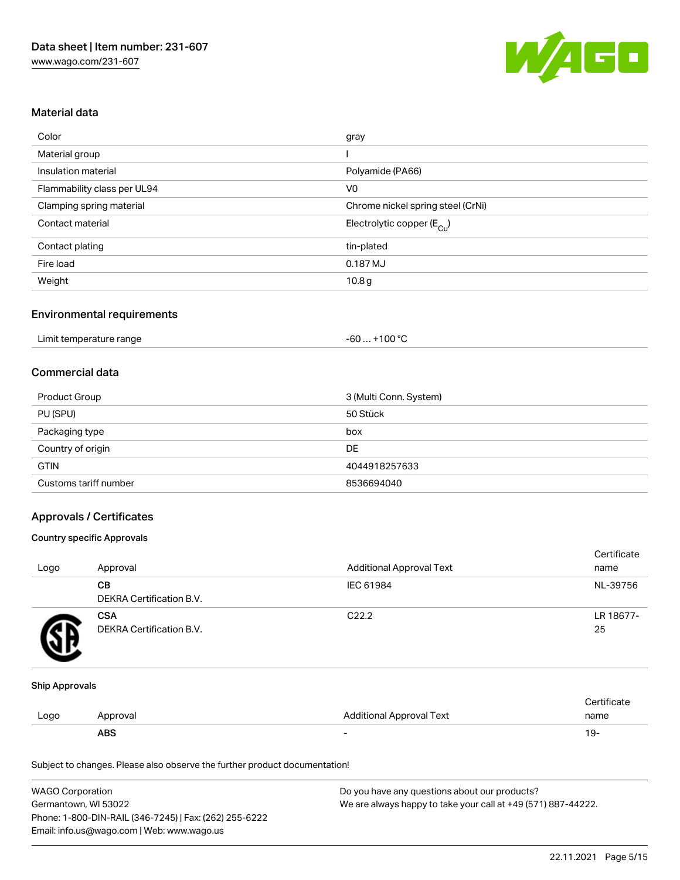## Material data

| | |
|---|---|
| Color | gray |
| Material group | I |
| Insulation material | Polyamide (PA66) |
| Flammability class per UL94 | V0 |
| Clamping spring material | Chrome nickel spring steel (CrNi) |
| Contact material | Electrolytic copper ($E_{Cu}$) |
| Contact plating | tin-plated |
| Fire load | 0.187 MJ |
| Weight | 10.8 g |

## Environmental requirements

| | |
|---|---|
| Limit temperature range | -60 … +100 °C |

## Commercial data

| | |
|---|---|
| Product Group | 3 (Multi Conn. System) |
| PU (SPU) | 50 Stück |
| Packaging type | box |
| Country of origin | DE |
| GTIN | 4044918257633 |
| Customs tariff number | 8536694040 |

## Approvals / Certificates

### Country specific Approvals

| Logo | Approval | Additional Approval Text | Certificate name |
|---|---|---|---|
| | **CB** DEKRA Certification B.V. | IEC 61984 | NL-39756 |
| | **CSA** DEKRA Certification B.V. | C22.2 | LR 18677-25 |

### Ship Approvals

| Logo | Approval | Additional Approval Text | Certificate name |
|---|---|---|---|
| | **ABS** | - | 19- |

Subject to changes. Please also observe the further product documentation!

WAGO Corporation
Germantown, WI 53022
Phone: 1-800-DIN-RAIL (346-7245) | Fax: (262) 255-6222
Email: info.us@wago.com | Web: www.wago.us

Do you have any questions about our products?
We are always happy to take your call at +49 (571) 887-44222.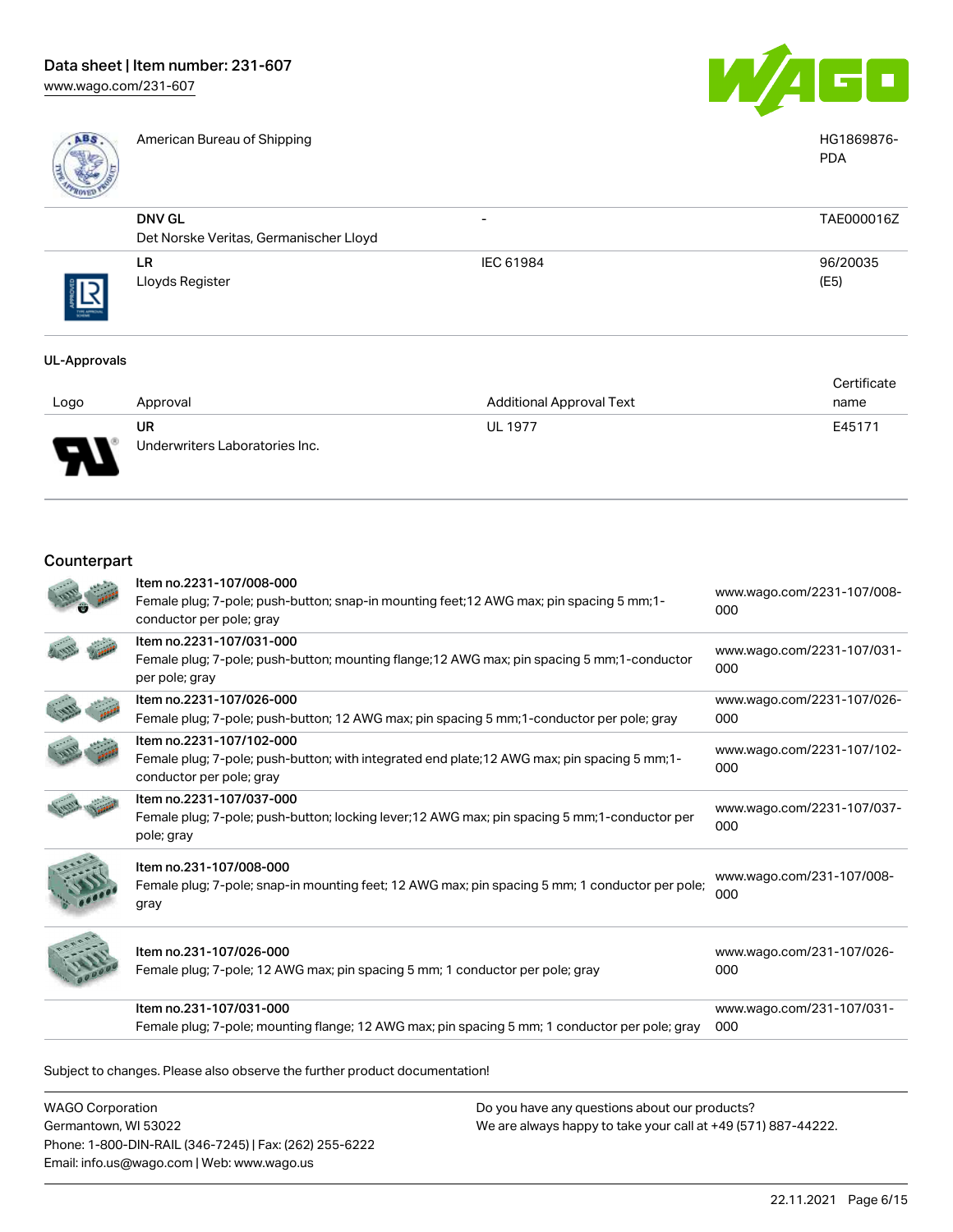| | Approval | Additional Approval Text | Certificate name |
|---|---|---|---|
| | American Bureau of Shipping | | HG1869876-PDA |
| | **DNV GL**<br>Det Norske Veritas, Germanischer Lloyd | - | TAE000016Z |
| | **LR**<br>Lloyds Register | IEC 61984 | 96/20035 (E5) |

### UL-Approvals

| Logo | Approval | Additional Approval Text | Certificate name |
|---|---|---|---|
| | **UR**<br>Underwriters Laboratories Inc. | UL 1977 | E45171 |

## Counterpart

| | Item | Link |
|---|---|---|
| | Item no.2231-107/008-000<br>Female plug; 7-pole; push-button; snap-in mounting feet;12 AWG max; pin spacing 5 mm;1-conductor per pole; gray | www.wago.com/2231-107/008-000 |
| | Item no.2231-107/031-000<br>Female plug; 7-pole; push-button; mounting flange;12 AWG max; pin spacing 5 mm;1-conductor per pole; gray | www.wago.com/2231-107/031-000 |
| | Item no.2231-107/026-000<br>Female plug; 7-pole; push-button; 12 AWG max; pin spacing 5 mm;1-conductor per pole; gray | www.wago.com/2231-107/026-000 |
| | Item no.2231-107/102-000<br>Female plug; 7-pole; push-button; with integrated end plate;12 AWG max; pin spacing 5 mm;1-conductor per pole; gray | www.wago.com/2231-107/102-000 |
| | Item no.2231-107/037-000<br>Female plug; 7-pole; push-button; locking lever;12 AWG max; pin spacing 5 mm;1-conductor per pole; gray | www.wago.com/2231-107/037-000 |
| | Item no.231-107/008-000<br>Female plug; 7-pole; snap-in mounting feet; 12 AWG max; pin spacing 5 mm; 1 conductor per pole; gray | www.wago.com/231-107/008-000 |
| | Item no.231-107/026-000<br>Female plug; 7-pole; 12 AWG max; pin spacing 5 mm; 1 conductor per pole; gray | www.wago.com/231-107/026-000 |
| | Item no.231-107/031-000<br>Female plug; 7-pole; mounting flange; 12 AWG max; pin spacing 5 mm; 1 conductor per pole; gray | www.wago.com/231-107/031-000 |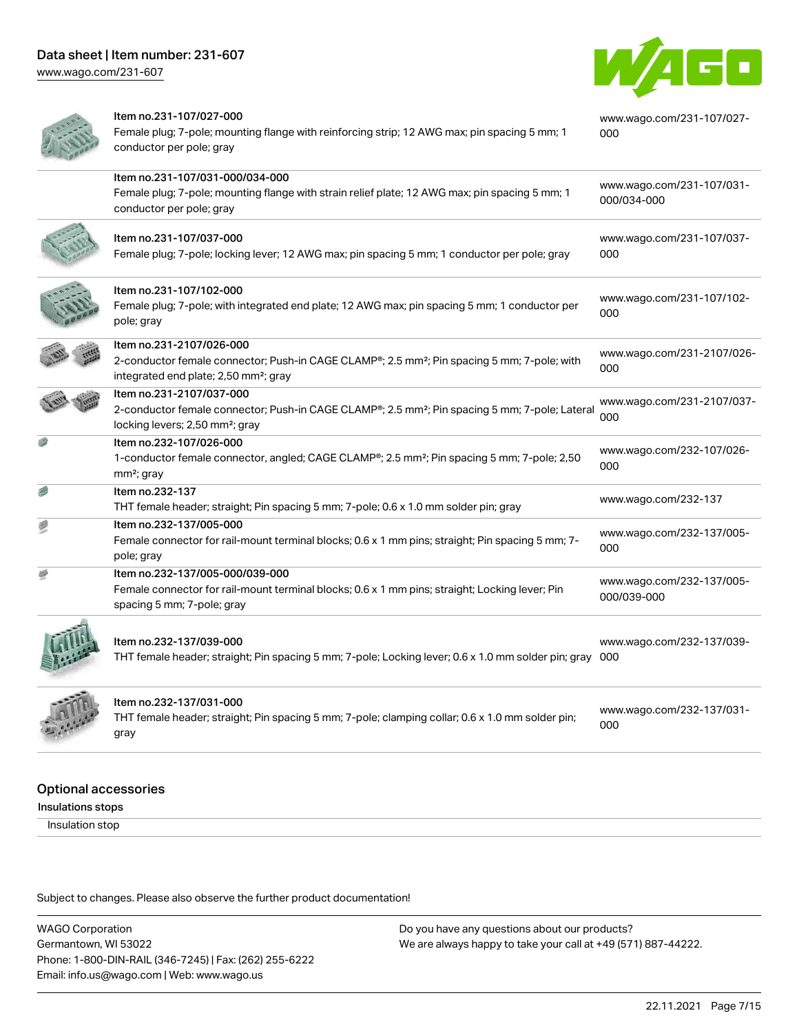| Item | URL |
| --- | --- |
| Item no.231-107/027-000<br>Female plug; 7-pole; mounting flange with reinforcing strip; 12 AWG max; pin spacing 5 mm; 1 conductor per pole; gray | www.wago.com/231-107/027-000 |
| Item no.231-107/031-000/034-000<br>Female plug; 7-pole; mounting flange with strain relief plate; 12 AWG max; pin spacing 5 mm; 1 conductor per pole; gray | www.wago.com/231-107/031-000/034-000 |
| Item no.231-107/037-000<br>Female plug; 7-pole; locking lever; 12 AWG max; pin spacing 5 mm; 1 conductor per pole; gray | www.wago.com/231-107/037-000 |
| Item no.231-107/102-000<br>Female plug; 7-pole; with integrated end plate; 12 AWG max; pin spacing 5 mm; 1 conductor per pole; gray | www.wago.com/231-107/102-000 |
| Item no.231-2107/026-000<br>2-conductor female connector; Push-in CAGE CLAMP®; 2.5 mm²; Pin spacing 5 mm; 7-pole; with integrated end plate; 2,50 mm²; gray | www.wago.com/231-2107/026-000 |
| Item no.231-2107/037-000<br>2-conductor female connector; Push-in CAGE CLAMP®; 2.5 mm²; Pin spacing 5 mm; 7-pole; Lateral locking levers; 2,50 mm²; gray | www.wago.com/231-2107/037-000 |
| Item no.232-107/026-000<br>1-conductor female connector, angled; CAGE CLAMP®; 2.5 mm²; Pin spacing 5 mm; 7-pole; 2,50 mm²; gray | www.wago.com/232-107/026-000 |
| Item no.232-137<br>THT female header; straight; Pin spacing 5 mm; 7-pole; 0.6 x 1.0 mm solder pin; gray | www.wago.com/232-137 |
| Item no.232-137/005-000<br>Female connector for rail-mount terminal blocks; 0.6 x 1 mm pins; straight; Pin spacing 5 mm; 7-pole; gray | www.wago.com/232-137/005-000 |
| Item no.232-137/005-000/039-000<br>Female connector for rail-mount terminal blocks; 0.6 x 1 mm pins; straight; Locking lever; Pin spacing 5 mm; 7-pole; gray | www.wago.com/232-137/005-000/039-000 |
| Item no.232-137/039-000<br>THT female header; straight; Pin spacing 5 mm; 7-pole; Locking lever; 0.6 x 1.0 mm solder pin; gray | www.wago.com/232-137/039-000 |
| Item no.232-137/031-000<br>THT female header; straight; Pin spacing 5 mm; 7-pole; clamping collar; 0.6 x 1.0 mm solder pin; gray | www.wago.com/232-137/031-000 |

## Optional accessories

### Insulations stops

Insulation stop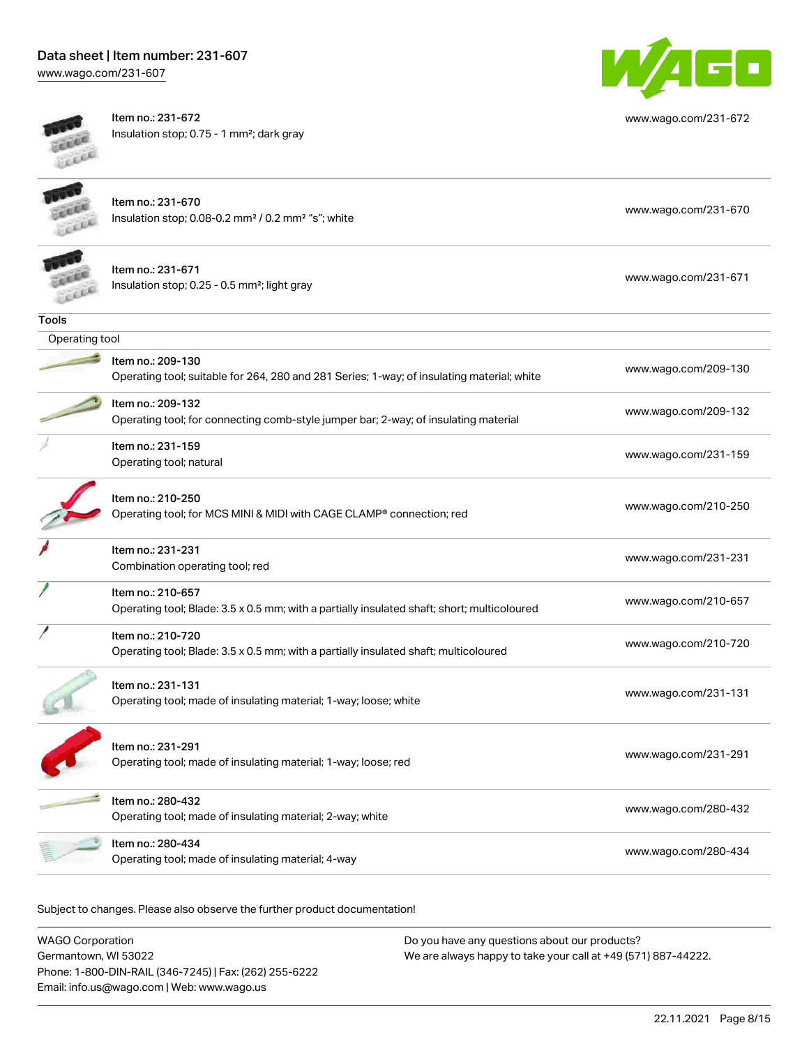| | | |
|---|---|---|
| | Item no.: 231-672<br>Insulation stop; 0.75 - 1 mm²; dark gray | www.wago.com/231-672 |
| | Item no.: 231-670<br>Insulation stop; 0.08-0.2 mm² / 0.2 mm² "s"; white | www.wago.com/231-670 |
| | Item no.: 231-671<br>Insulation stop; 0.25 - 0.5 mm²; light gray | www.wago.com/231-671 |

**Tools**

Operating tool

| | | |
|---|---|---|
| | Item no.: 209-130<br>Operating tool; suitable for 264, 280 and 281 Series; 1-way; of insulating material; white | www.wago.com/209-130 |
| | Item no.: 209-132<br>Operating tool; for connecting comb-style jumper bar; 2-way; of insulating material | www.wago.com/209-132 |
| | Item no.: 231-159<br>Operating tool; natural | www.wago.com/231-159 |
| | Item no.: 210-250<br>Operating tool; for MCS MINI & MIDI with CAGE CLAMP® connection; red | www.wago.com/210-250 |
| | Item no.: 231-231<br>Combination operating tool; red | www.wago.com/231-231 |
| | Item no.: 210-657<br>Operating tool; Blade: 3.5 x 0.5 mm; with a partially insulated shaft; short; multicoloured | www.wago.com/210-657 |
| | Item no.: 210-720<br>Operating tool; Blade: 3.5 x 0.5 mm; with a partially insulated shaft; multicoloured | www.wago.com/210-720 |
| | Item no.: 231-131<br>Operating tool; made of insulating material; 1-way; loose; white | www.wago.com/231-131 |
| | Item no.: 231-291<br>Operating tool; made of insulating material; 1-way; loose; red | www.wago.com/231-291 |
| | Item no.: 280-432<br>Operating tool; made of insulating material; 2-way; white | www.wago.com/280-432 |
| | Item no.: 280-434<br>Operating tool; made of insulating material; 4-way | www.wago.com/280-434 |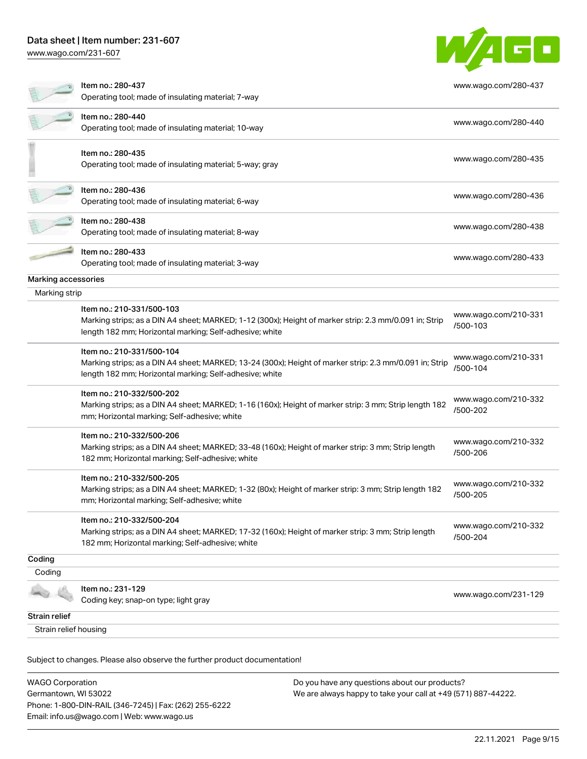| | | |
|---|---|---|
| | Item no.: 280-437<br>Operating tool; made of insulating material; 7-way | www.wago.com/280-437 |
| | Item no.: 280-440<br>Operating tool; made of insulating material; 10-way | www.wago.com/280-440 |
| | Item no.: 280-435<br>Operating tool; made of insulating material; 5-way; gray | www.wago.com/280-435 |
| | Item no.: 280-436<br>Operating tool; made of insulating material; 6-way | www.wago.com/280-436 |
| | Item no.: 280-438<br>Operating tool; made of insulating material; 8-way | www.wago.com/280-438 |
| | Item no.: 280-433<br>Operating tool; made of insulating material; 3-way | www.wago.com/280-433 |

**Marking accessories**

Marking strip

| | | |
|---|---|---|
| | Item no.: 210-331/500-103<br>Marking strips; as a DIN A4 sheet; MARKED; 1-12 (300x); Height of marker strip: 2.3 mm/0.091 in; Strip length 182 mm; Horizontal marking; Self-adhesive; white | www.wago.com/210-331/500-103 |
| | Item no.: 210-331/500-104<br>Marking strips; as a DIN A4 sheet; MARKED; 13-24 (300x); Height of marker strip: 2.3 mm/0.091 in; Strip length 182 mm; Horizontal marking; Self-adhesive; white | www.wago.com/210-331/500-104 |
| | Item no.: 210-332/500-202<br>Marking strips; as a DIN A4 sheet; MARKED; 1-16 (160x); Height of marker strip: 3 mm; Strip length 182 mm; Horizontal marking; Self-adhesive; white | www.wago.com/210-332/500-202 |
| | Item no.: 210-332/500-206<br>Marking strips; as a DIN A4 sheet; MARKED; 33-48 (160x); Height of marker strip: 3 mm; Strip length 182 mm; Horizontal marking; Self-adhesive; white | www.wago.com/210-332/500-206 |
| | Item no.: 210-332/500-205<br>Marking strips; as a DIN A4 sheet; MARKED; 1-32 (80x); Height of marker strip: 3 mm; Strip length 182 mm; Horizontal marking; Self-adhesive; white | www.wago.com/210-332/500-205 |
| | Item no.: 210-332/500-204<br>Marking strips; as a DIN A4 sheet; MARKED; 17-32 (160x); Height of marker strip: 3 mm; Strip length 182 mm; Horizontal marking; Self-adhesive; white | www.wago.com/210-332/500-204 |

**Coding**

Coding

| | | |
|---|---|---|
| | Item no.: 231-129<br>Coding key; snap-on type; light gray | www.wago.com/231-129 |

**Strain relief**

Strain relief housing

Subject to changes. Please also observe the further product documentation!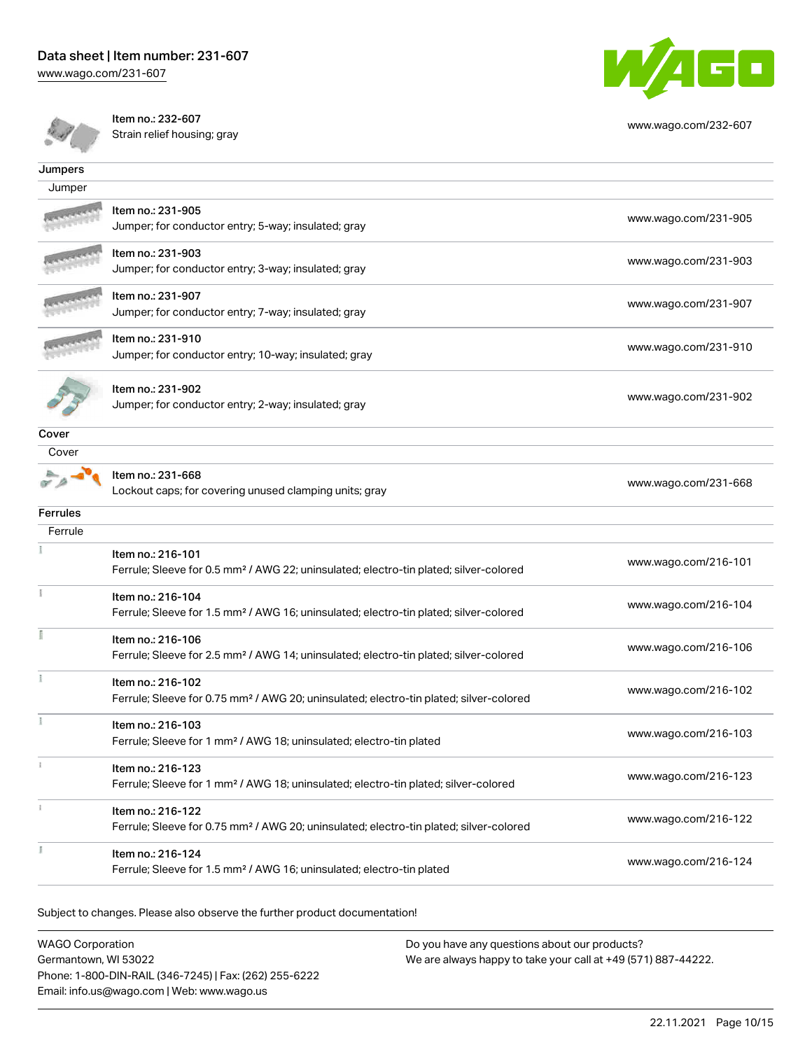| | |
|---|---|
| Item no.: 232-607<br>Strain relief housing; gray | www.wago.com/232-607 |

## Jumpers

### Jumper

| | |
|---|---|
| Item no.: 231-905<br>Jumper; for conductor entry; 5-way; insulated; gray | www.wago.com/231-905 |
| Item no.: 231-903<br>Jumper; for conductor entry; 3-way; insulated; gray | www.wago.com/231-903 |
| Item no.: 231-907<br>Jumper; for conductor entry; 7-way; insulated; gray | www.wago.com/231-907 |
| Item no.: 231-910<br>Jumper; for conductor entry; 10-way; insulated; gray | www.wago.com/231-910 |
| Item no.: 231-902<br>Jumper; for conductor entry; 2-way; insulated; gray | www.wago.com/231-902 |

## Cover

### Cover

| | |
|---|---|
| Item no.: 231-668<br>Lockout caps; for covering unused clamping units; gray | www.wago.com/231-668 |

## Ferrules

### Ferrule

| | |
|---|---|
| Item no.: 216-101<br>Ferrule; Sleeve for 0.5 mm² / AWG 22; uninsulated; electro-tin plated; silver-colored | www.wago.com/216-101 |
| Item no.: 216-104<br>Ferrule; Sleeve for 1.5 mm² / AWG 16; uninsulated; electro-tin plated; silver-colored | www.wago.com/216-104 |
| Item no.: 216-106<br>Ferrule; Sleeve for 2.5 mm² / AWG 14; uninsulated; electro-tin plated; silver-colored | www.wago.com/216-106 |
| Item no.: 216-102<br>Ferrule; Sleeve for 0.75 mm² / AWG 20; uninsulated; electro-tin plated; silver-colored | www.wago.com/216-102 |
| Item no.: 216-103<br>Ferrule; Sleeve for 1 mm² / AWG 18; uninsulated; electro-tin plated | www.wago.com/216-103 |
| Item no.: 216-123<br>Ferrule; Sleeve for 1 mm² / AWG 18; uninsulated; electro-tin plated; silver-colored | www.wago.com/216-123 |
| Item no.: 216-122<br>Ferrule; Sleeve for 0.75 mm² / AWG 20; uninsulated; electro-tin plated; silver-colored | www.wago.com/216-122 |
| Item no.: 216-124<br>Ferrule; Sleeve for 1.5 mm² / AWG 16; uninsulated; electro-tin plated | www.wago.com/216-124 |

Subject to changes. Please also observe the further product documentation!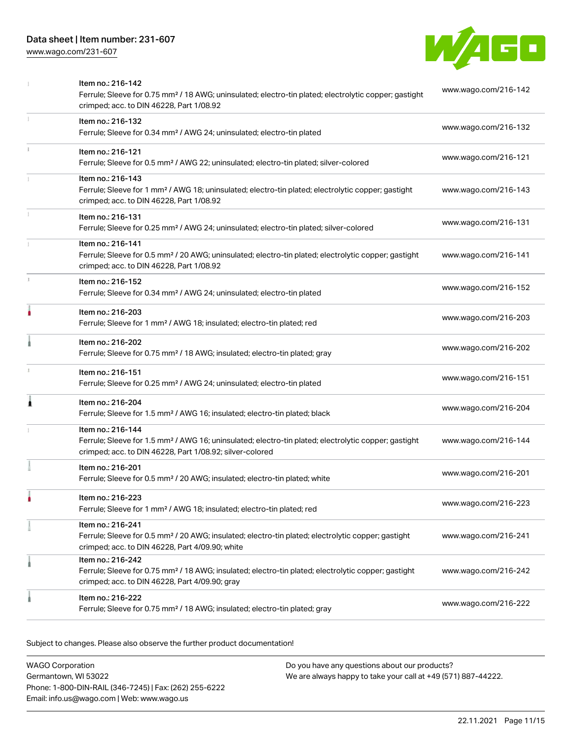| Item | Link |
| --- | --- |
| Item no.: 216-142<br>Ferrule; Sleeve for 0.75 mm² / 18 AWG; uninsulated; electro-tin plated; electrolytic copper; gastight crimped; acc. to DIN 46228, Part 1/08.92 | www.wago.com/216-142 |
| Item no.: 216-132<br>Ferrule; Sleeve for 0.34 mm² / AWG 24; uninsulated; electro-tin plated | www.wago.com/216-132 |
| Item no.: 216-121<br>Ferrule; Sleeve for 0.5 mm² / AWG 22; uninsulated; electro-tin plated; silver-colored | www.wago.com/216-121 |
| Item no.: 216-143<br>Ferrule; Sleeve for 1 mm² / AWG 18; uninsulated; electro-tin plated; electrolytic copper; gastight crimped; acc. to DIN 46228, Part 1/08.92 | www.wago.com/216-143 |
| Item no.: 216-131<br>Ferrule; Sleeve for 0.25 mm² / AWG 24; uninsulated; electro-tin plated; silver-colored | www.wago.com/216-131 |
| Item no.: 216-141<br>Ferrule; Sleeve for 0.5 mm² / 20 AWG; uninsulated; electro-tin plated; electrolytic copper; gastight crimped; acc. to DIN 46228, Part 1/08.92 | www.wago.com/216-141 |
| Item no.: 216-152<br>Ferrule; Sleeve for 0.34 mm² / AWG 24; uninsulated; electro-tin plated | www.wago.com/216-152 |
| Item no.: 216-203<br>Ferrule; Sleeve for 1 mm² / AWG 18; insulated; electro-tin plated; red | www.wago.com/216-203 |
| Item no.: 216-202<br>Ferrule; Sleeve for 0.75 mm² / 18 AWG; insulated; electro-tin plated; gray | www.wago.com/216-202 |
| Item no.: 216-151<br>Ferrule; Sleeve for 0.25 mm² / AWG 24; uninsulated; electro-tin plated | www.wago.com/216-151 |
| Item no.: 216-204<br>Ferrule; Sleeve for 1.5 mm² / AWG 16; insulated; electro-tin plated; black | www.wago.com/216-204 |
| Item no.: 216-144<br>Ferrule; Sleeve for 1.5 mm² / AWG 16; uninsulated; electro-tin plated; electrolytic copper; gastight crimped; acc. to DIN 46228, Part 1/08.92; silver-colored | www.wago.com/216-144 |
| Item no.: 216-201<br>Ferrule; Sleeve for 0.5 mm² / 20 AWG; insulated; electro-tin plated; white | www.wago.com/216-201 |
| Item no.: 216-223<br>Ferrule; Sleeve for 1 mm² / AWG 18; insulated; electro-tin plated; red | www.wago.com/216-223 |
| Item no.: 216-241<br>Ferrule; Sleeve for 0.5 mm² / 20 AWG; insulated; electro-tin plated; electrolytic copper; gastight crimped; acc. to DIN 46228, Part 4/09.90; white | www.wago.com/216-241 |
| Item no.: 216-242<br>Ferrule; Sleeve for 0.75 mm² / 18 AWG; insulated; electro-tin plated; electrolytic copper; gastight crimped; acc. to DIN 46228, Part 4/09.90; gray | www.wago.com/216-242 |
| Item no.: 216-222<br>Ferrule; Sleeve for 0.75 mm² / 18 AWG; insulated; electro-tin plated; gray | www.wago.com/216-222 |

Subject to changes. Please also observe the further product documentation!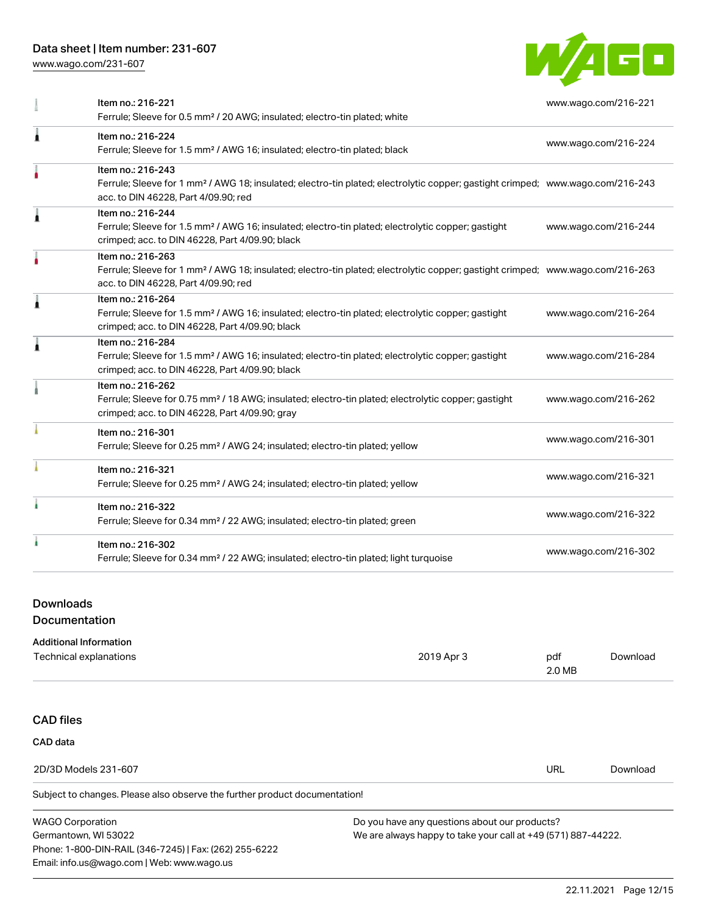| Item | Description | URL |
| --- | --- | --- |
| Item no.: 216-221 | Ferrule; Sleeve for 0.5 mm² / 20 AWG; insulated; electro-tin plated; white | www.wago.com/216-221 |
| Item no.: 216-224 | Ferrule; Sleeve for 1.5 mm² / AWG 16; insulated; electro-tin plated; black | www.wago.com/216-224 |
| Item no.: 216-243 | Ferrule; Sleeve for 1 mm² / AWG 18; insulated; electro-tin plated; electrolytic copper; gastight crimped; acc. to DIN 46228, Part 4/09.90; red | www.wago.com/216-243 |
| Item no.: 216-244 | Ferrule; Sleeve for 1.5 mm² / AWG 16; insulated; electro-tin plated; electrolytic copper; gastight crimped; acc. to DIN 46228, Part 4/09.90; black | www.wago.com/216-244 |
| Item no.: 216-263 | Ferrule; Sleeve for 1 mm² / AWG 18; insulated; electro-tin plated; electrolytic copper; gastight crimped; acc. to DIN 46228, Part 4/09.90; red | www.wago.com/216-263 |
| Item no.: 216-264 | Ferrule; Sleeve for 1.5 mm² / AWG 16; insulated; electro-tin plated; electrolytic copper; gastight crimped; acc. to DIN 46228, Part 4/09.90; black | www.wago.com/216-264 |
| Item no.: 216-284 | Ferrule; Sleeve for 1.5 mm² / AWG 16; insulated; electro-tin plated; electrolytic copper; gastight crimped; acc. to DIN 46228, Part 4/09.90; black | www.wago.com/216-284 |
| Item no.: 216-262 | Ferrule; Sleeve for 0.75 mm² / 18 AWG; insulated; electro-tin plated; electrolytic copper; gastight crimped; acc. to DIN 46228, Part 4/09.90; gray | www.wago.com/216-262 |
| Item no.: 216-301 | Ferrule; Sleeve for 0.25 mm² / AWG 24; insulated; electro-tin plated; yellow | www.wago.com/216-301 |
| Item no.: 216-321 | Ferrule; Sleeve for 0.25 mm² / AWG 24; insulated; electro-tin plated; yellow | www.wago.com/216-321 |
| Item no.: 216-322 | Ferrule; Sleeve for 0.34 mm² / 22 AWG; insulated; electro-tin plated; green | www.wago.com/216-322 |
| Item no.: 216-302 | Ferrule; Sleeve for 0.34 mm² / 22 AWG; insulated; electro-tin plated; light turquoise | www.wago.com/216-302 |

## Downloads

### Documentation

**Additional Information**

| Technical explanations | 2019 Apr 3 | pdf 2.0 MB | Download |
| --- | --- | --- | --- |

## CAD files

**CAD data**

| 2D/3D Models 231-607 | URL | Download |
| --- | --- | --- |

Subject to changes. Please also observe the further product documentation!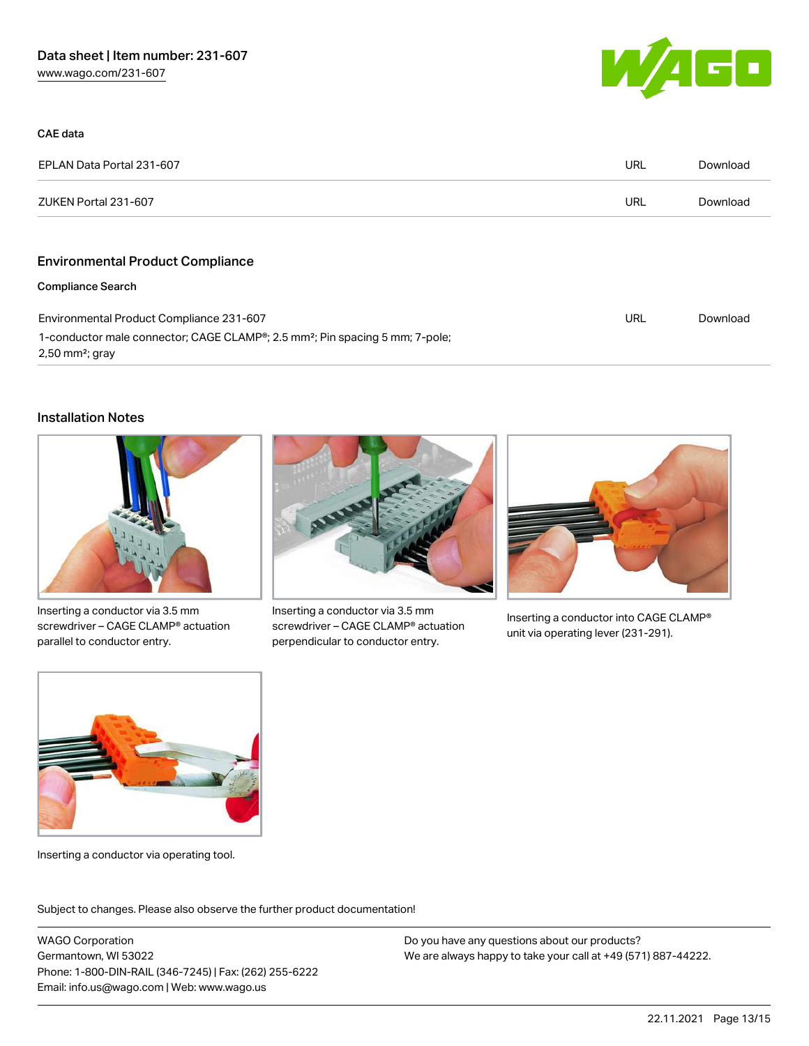Data sheet | Item number: 231-607
www.wago.com/231-607

### CAE data

| | | |
|---|---|---|
| EPLAN Data Portal 231-607 | URL | Download |
| ZUKEN Portal 231-607 | URL | Download |

## Environmental Product Compliance

### Compliance Search

| | | |
|---|---|---|
| Environmental Product Compliance 231-607<br>1-conductor male connector; CAGE CLAMP®; 2.5 mm²; Pin spacing 5 mm; 7-pole; 2,50 mm²; gray | URL | Download |

## Installation Notes

Inserting a conductor via 3.5 mm screwdriver – CAGE CLAMP® actuation parallel to conductor entry.

Inserting a conductor via 3.5 mm screwdriver – CAGE CLAMP® actuation perpendicular to conductor entry.

Inserting a conductor into CAGE CLAMP® unit via operating lever (231-291).

Inserting a conductor via operating tool.

Subject to changes. Please also observe the further product documentation!

WAGO Corporation
Germantown, WI 53022
Phone: 1-800-DIN-RAIL (346-7245) | Fax: (262) 255-6222
Email: info.us@wago.com | Web: www.wago.us

Do you have any questions about our products?
We are always happy to take your call at +49 (571) 887-44222.

22.11.2021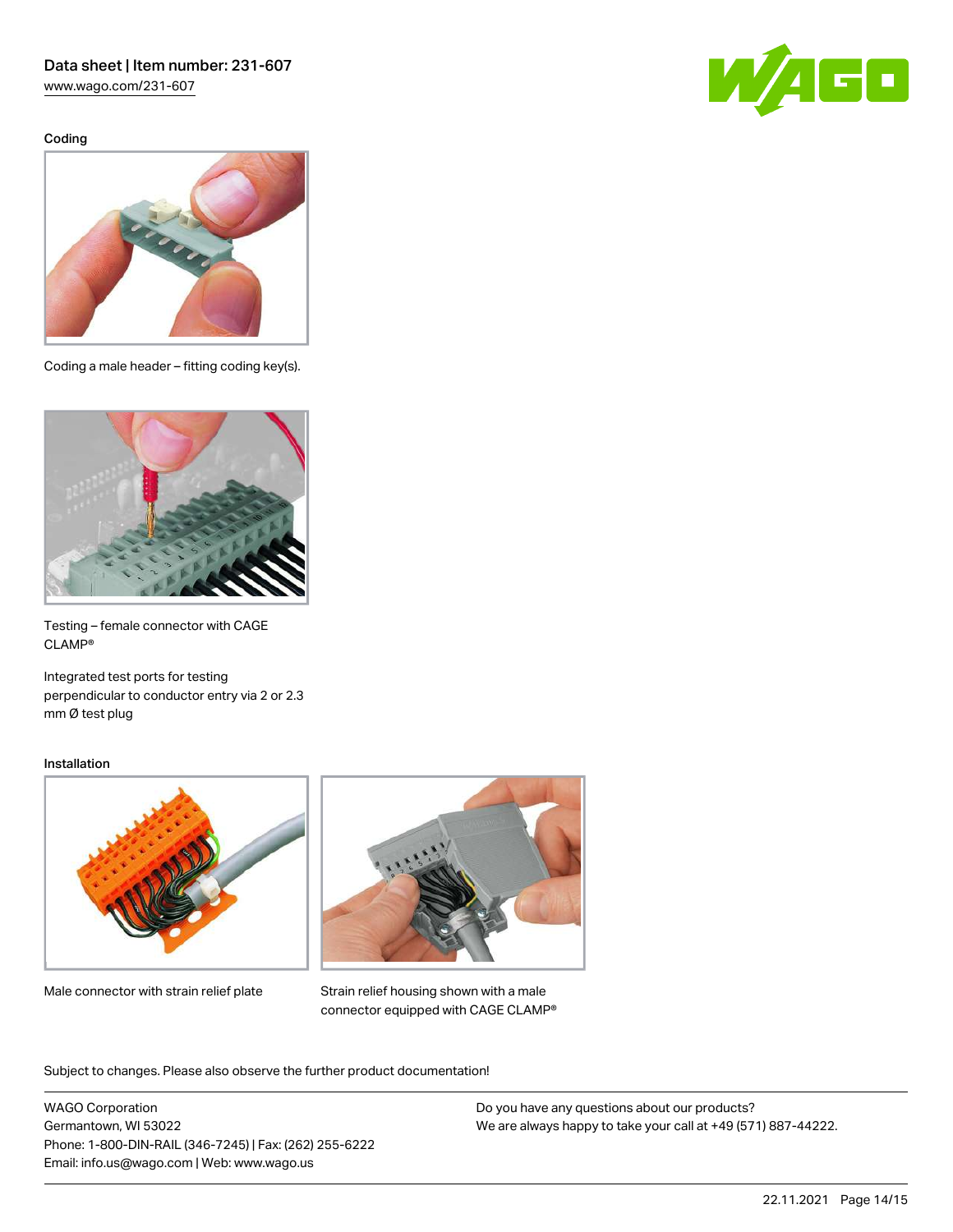## Coding

Coding a male header – fitting coding key(s).

Testing – female connector with CAGE CLAMP®

Integrated test ports for testing perpendicular to conductor entry via 2 or 2.3 mm Ø test plug

## Installation

Male connector with strain relief plate

Strain relief housing shown with a male connector equipped with CAGE CLAMP®

Subject to changes. Please also observe the further product documentation!

WAGO Corporation
Germantown, WI 53022
Phone: 1-800-DIN-RAIL (346-7245) | Fax: (262) 255-6222
Email: info.us@wago.com | Web: www.wago.us

Do you have any questions about our products?
We are always happy to take your call at +49 (571) 887-44222.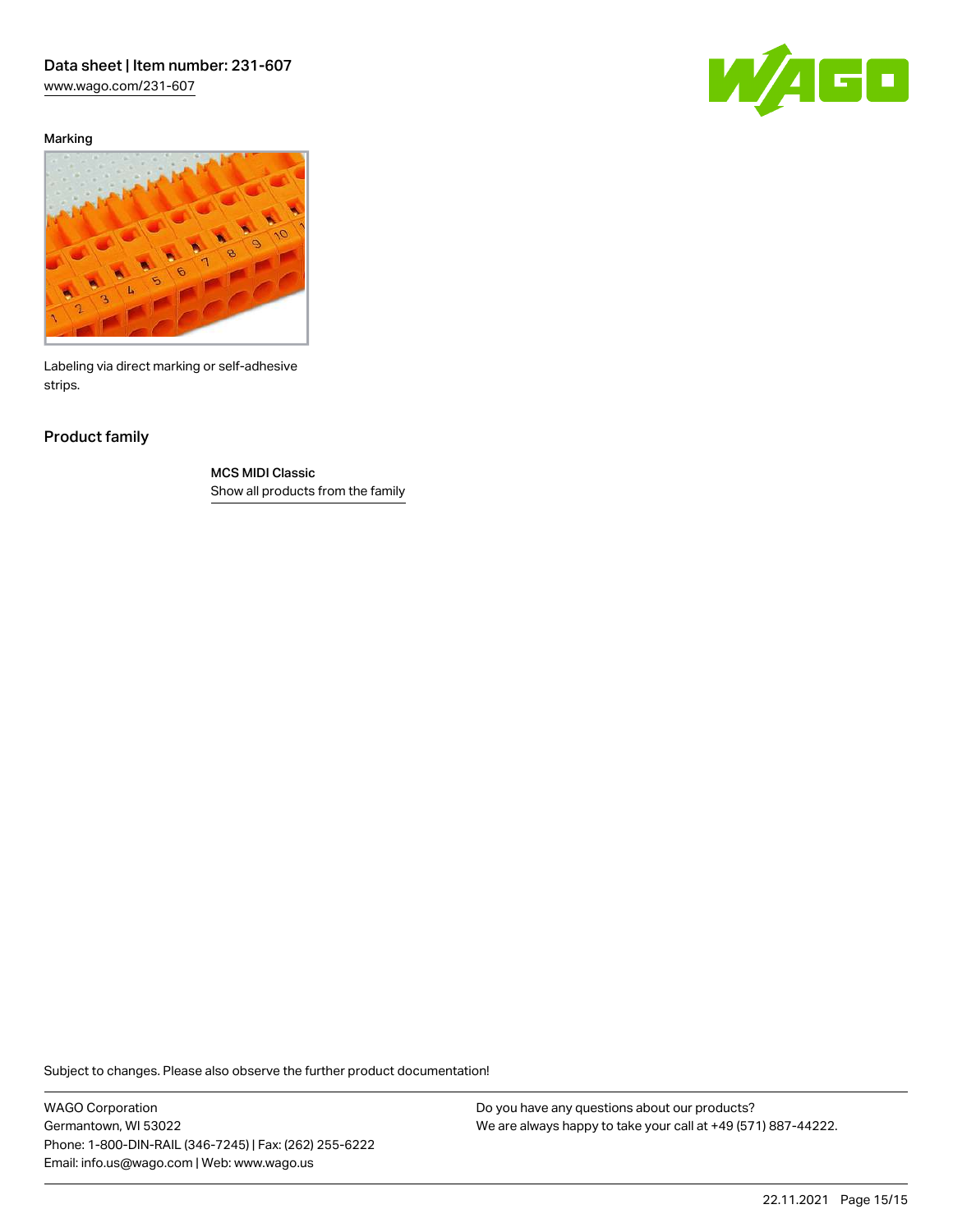Marking

Labeling via direct marking or self-adhesive strips.

## Product family

MCS MIDI Classic
Show all products from the family

Subject to changes. Please also observe the further product documentation!

WAGO Corporation
Germantown, WI 53022
Phone: 1-800-DIN-RAIL (346-7245) | Fax: (262) 255-6222
Email: info.us@wago.com | Web: www.wago.us

Do you have any questions about our products?
We are always happy to take your call at +49 (571) 887-44222.